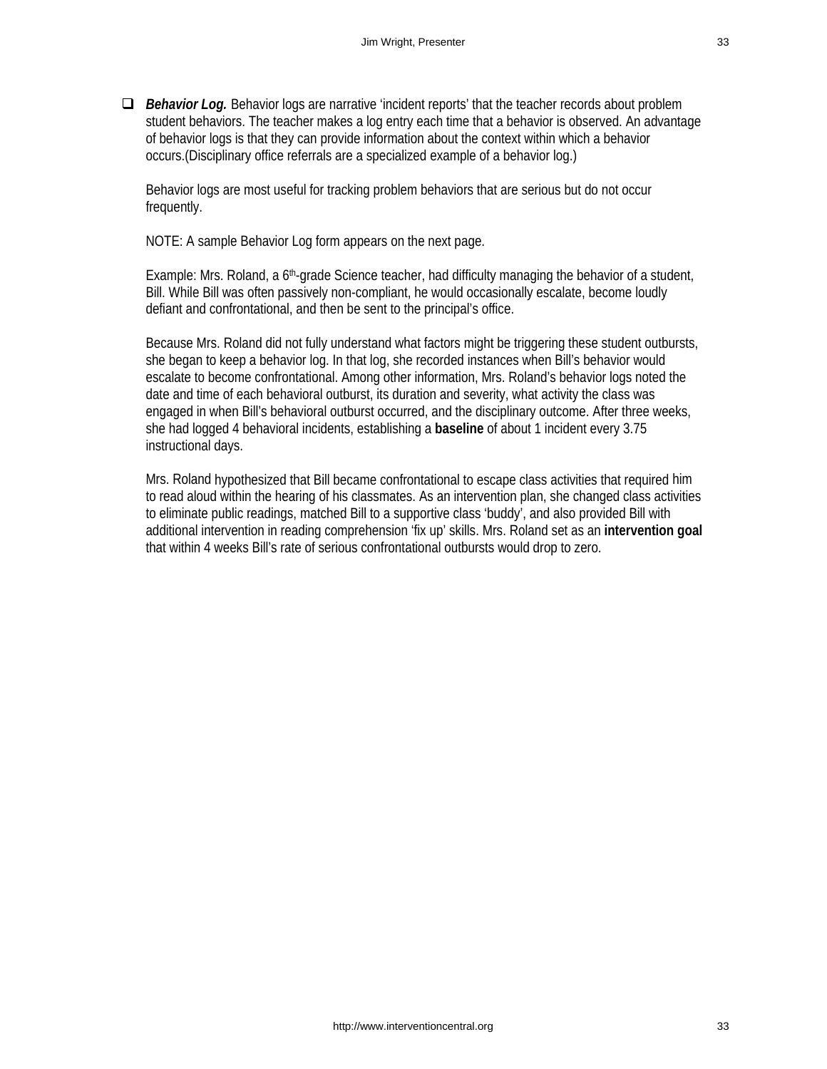- ❑ ***Behavior Log.*** Behavior logs are narrative 'incident reports' that the teacher records about problem student behaviors. The teacher makes a log entry each time that a behavior is observed. An advantage of behavior logs is that they can provide information about the context within which a behavior occurs.(Disciplinary office referrals are a specialized example of a behavior log.)

  Behavior logs are most useful for tracking problem behaviors that are serious but do not occur frequently.

  NOTE: A sample Behavior Log form appears on the next page.

  Example: Mrs. Roland, a 6th-grade Science teacher, had difficulty managing the behavior of a student, Bill. While Bill was often passively non-compliant, he would occasionally escalate, become loudly defiant and confrontational, and then be sent to the principal's office.

  Because Mrs. Roland did not fully understand what factors might be triggering these student outbursts, she began to keep a behavior log. In that log, she recorded instances when Bill's behavior would escalate to become confrontational. Among other information, Mrs. Roland's behavior logs noted the date and time of each behavioral outburst, its duration and severity, what activity the class was engaged in when Bill's behavioral outburst occurred, and the disciplinary outcome. After three weeks, she had logged 4 behavioral incidents, establishing a **baseline** of about 1 incident every 3.75 instructional days.

  Mrs. Roland hypothesized that Bill became confrontational to escape class activities that required him to read aloud within the hearing of his classmates. As an intervention plan, she changed class activities to eliminate public readings, matched Bill to a supportive class 'buddy', and also provided Bill with additional intervention in reading comprehension 'fix up' skills. Mrs. Roland set as an **intervention goal** that within 4 weeks Bill's rate of serious confrontational outbursts would drop to zero.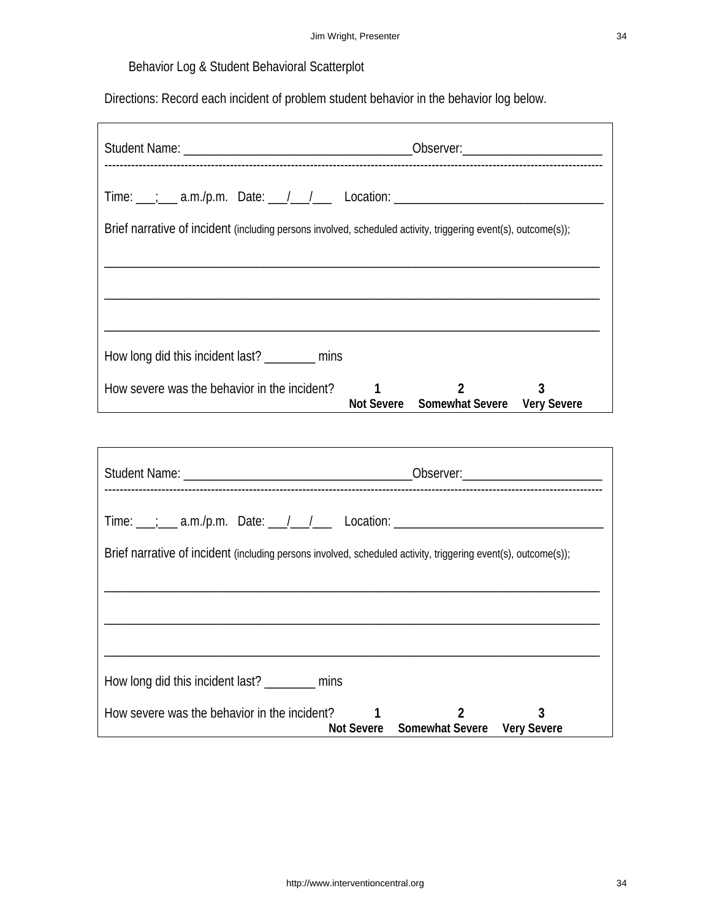## Behavior Log & Student Behavioral Scatterplot

Directions: Record each incident of problem student behavior in the behavior log below.

---

Student Name: ___________________________________Observer:_____________________

---

Time: ___;___ a.m./p.m.   Date: ___/___/___   Location: _______________________________

Brief narrative of incident (including persons involved, scheduled activity, triggering event(s), outcome(s));

___________________________________________________________________________

___________________________________________________________________________

___________________________________________________________________________

How long did this incident last? ________ mins

How severe was the behavior in the incident? **1** Not Severe   **2** Somewhat Severe   **3** Very Severe

---

Student Name: ___________________________________Observer:_____________________

---

Time: ___;___ a.m./p.m.   Date: ___/___/___   Location: _______________________________

Brief narrative of incident (including persons involved, scheduled activity, triggering event(s), outcome(s));

___________________________________________________________________________

___________________________________________________________________________

___________________________________________________________________________

How long did this incident last? ________ mins

How severe was the behavior in the incident? **1** Not Severe   **2** Somewhat Severe   **3** Very Severe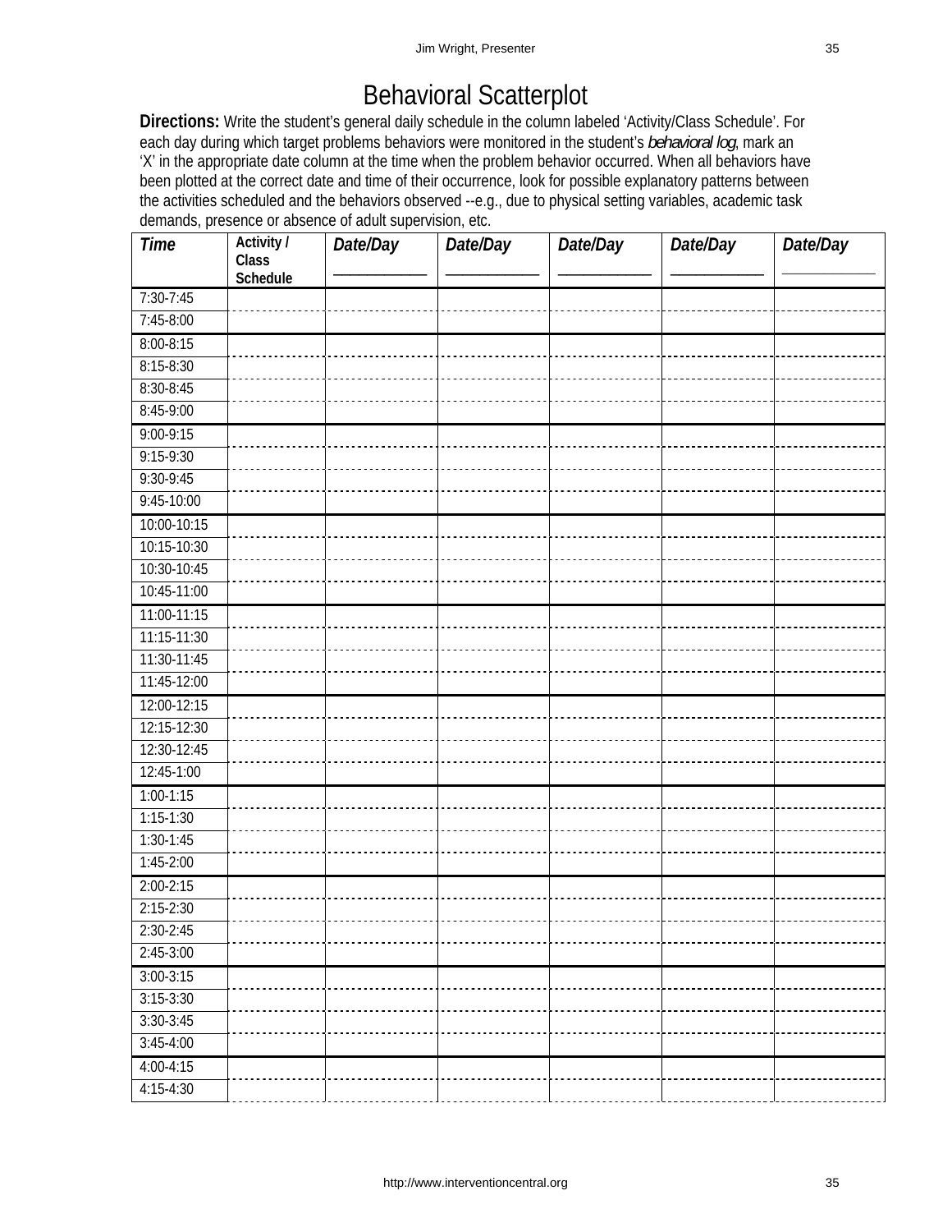# Behavioral Scatterplot

**Directions:** Write the student's general daily schedule in the column labeled 'Activity/Class Schedule'. For each day during which target problems behaviors were monitored in the student's *behavioral log*, mark an 'X' in the appropriate date column at the time when the problem behavior occurred. When all behaviors have been plotted at the correct date and time of their occurrence, look for possible explanatory patterns between the activities scheduled and the behaviors observed --e.g., due to physical setting variables, academic task demands, presence or absence of adult supervision, etc.

| *Time* | **Activity / Class Schedule** | *Date/Day* ________ | *Date/Day* ________ | *Date/Day* ________ | *Date/Day* ________ | *Date/Day* ________ |
|---|---|---|---|---|---|---|
| 7:30-7:45 | | | | | | |
| 7:45-8:00 | | | | | | |
| 8:00-8:15 | | | | | | |
| 8:15-8:30 | | | | | | |
| 8:30-8:45 | | | | | | |
| 8:45-9:00 | | | | | | |
| 9:00-9:15 | | | | | | |
| 9:15-9:30 | | | | | | |
| 9:30-9:45 | | | | | | |
| 9:45-10:00 | | | | | | |
| 10:00-10:15 | | | | | | |
| 10:15-10:30 | | | | | | |
| 10:30-10:45 | | | | | | |
| 10:45-11:00 | | | | | | |
| 11:00-11:15 | | | | | | |
| 11:15-11:30 | | | | | | |
| 11:30-11:45 | | | | | | |
| 11:45-12:00 | | | | | | |
| 12:00-12:15 | | | | | | |
| 12:15-12:30 | | | | | | |
| 12:30-12:45 | | | | | | |
| 12:45-1:00 | | | | | | |
| 1:00-1:15 | | | | | | |
| 1:15-1:30 | | | | | | |
| 1:30-1:45 | | | | | | |
| 1:45-2:00 | | | | | | |
| 2:00-2:15 | | | | | | |
| 2:15-2:30 | | | | | | |
| 2:30-2:45 | | | | | | |
| 2:45-3:00 | | | | | | |
| 3:00-3:15 | | | | | | |
| 3:15-3:30 | | | | | | |
| 3:30-3:45 | | | | | | |
| 3:45-4:00 | | | | | | |
| 4:00-4:15 | | | | | | |
| 4:15-4:30 | | | | | | |